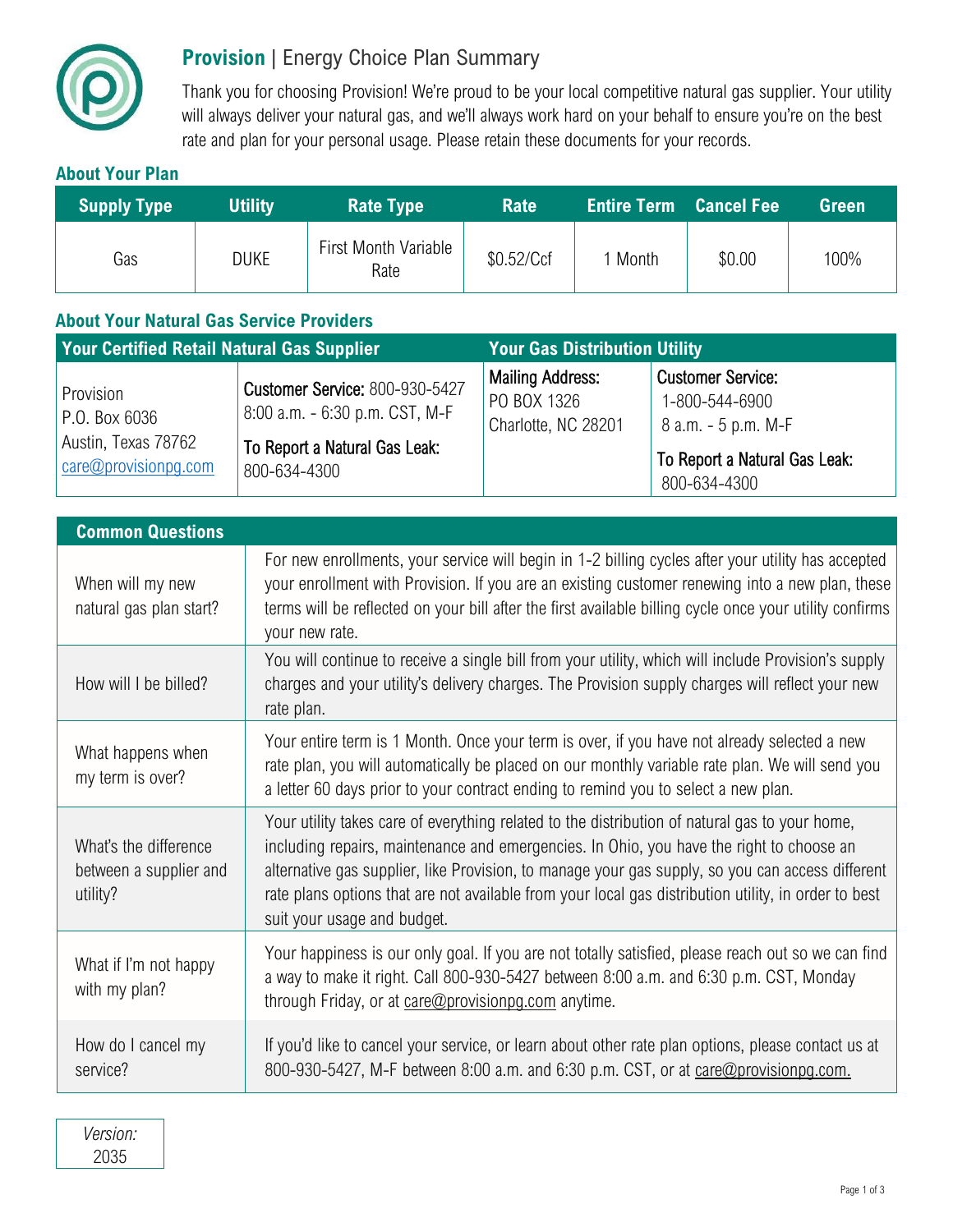# **Provision** | Energy Choice Plan Summary

Thank you for choosing Provision! We're proud to be your local competitive natural gas supplier. Your utility will always deliver your natural gas, and we'll always work hard on your behalf to ensure you're on the best rate and plan for your personal usage. Please retain these documents for your records.

## About Your Plan

| Supply Type | Utility | Rate Type | Rate | Entire Term | Cancel Fee | Green |
|---|---|---|---|---|---|---|
| Gas | DUKE | First Month Variable Rate | $0.52/Ccf | 1 Month | $0.00 | 100% |

## About Your Natural Gas Service Providers

| Your Certified Retail Natural Gas Supplier | | Your Gas Distribution Utility | |
|---|---|---|---|
| Provision<br>P.O. Box 6036<br>Austin, Texas 78762<br>care@provisionpg.com | **Customer Service:** 800-930-5427<br>8:00 a.m. - 6:30 p.m. CST, M-F<br>**To Report a Natural Gas Leak:**<br>800-634-4300 | **Mailing Address:**<br>PO BOX 1326<br>Charlotte, NC 28201 | **Customer Service:**<br>1-800-544-6900<br>8 a.m. - 5 p.m. M-F<br>**To Report a Natural Gas Leak:**<br>800-634-4300 |

| Common Questions | |
|---|---|
| When will my new natural gas plan start? | For new enrollments, your service will begin in 1-2 billing cycles after your utility has accepted your enrollment with Provision. If you are an existing customer renewing into a new plan, these terms will be reflected on your bill after the first available billing cycle once your utility confirms your new rate. |
| How will I be billed? | You will continue to receive a single bill from your utility, which will include Provision's supply charges and your utility's delivery charges. The Provision supply charges will reflect your new rate plan. |
| What happens when my term is over? | Your entire term is 1 Month. Once your term is over, if you have not already selected a new rate plan, you will automatically be placed on our monthly variable rate plan. We will send you a letter 60 days prior to your contract ending to remind you to select a new plan. |
| What's the difference between a supplier and utility? | Your utility takes care of everything related to the distribution of natural gas to your home, including repairs, maintenance and emergencies. In Ohio, you have the right to choose an alternative gas supplier, like Provision, to manage your gas supply, so you can access different rate plans options that are not available from your local gas distribution utility, in order to best suit your usage and budget. |
| What if I'm not happy with my plan? | Your happiness is our only goal. If you are not totally satisfied, please reach out so we can find a way to make it right. Call 800-930-5427 between 8:00 a.m. and 6:30 p.m. CST, Monday through Friday, or at care@provisionpg.com anytime. |
| How do I cancel my service? | If you'd like to cancel your service, or learn about other rate plan options, please contact us at 800-930-5427, M-F between 8:00 a.m. and 6:30 p.m. CST, or at care@provisionpg.com. |

*Version:* 2035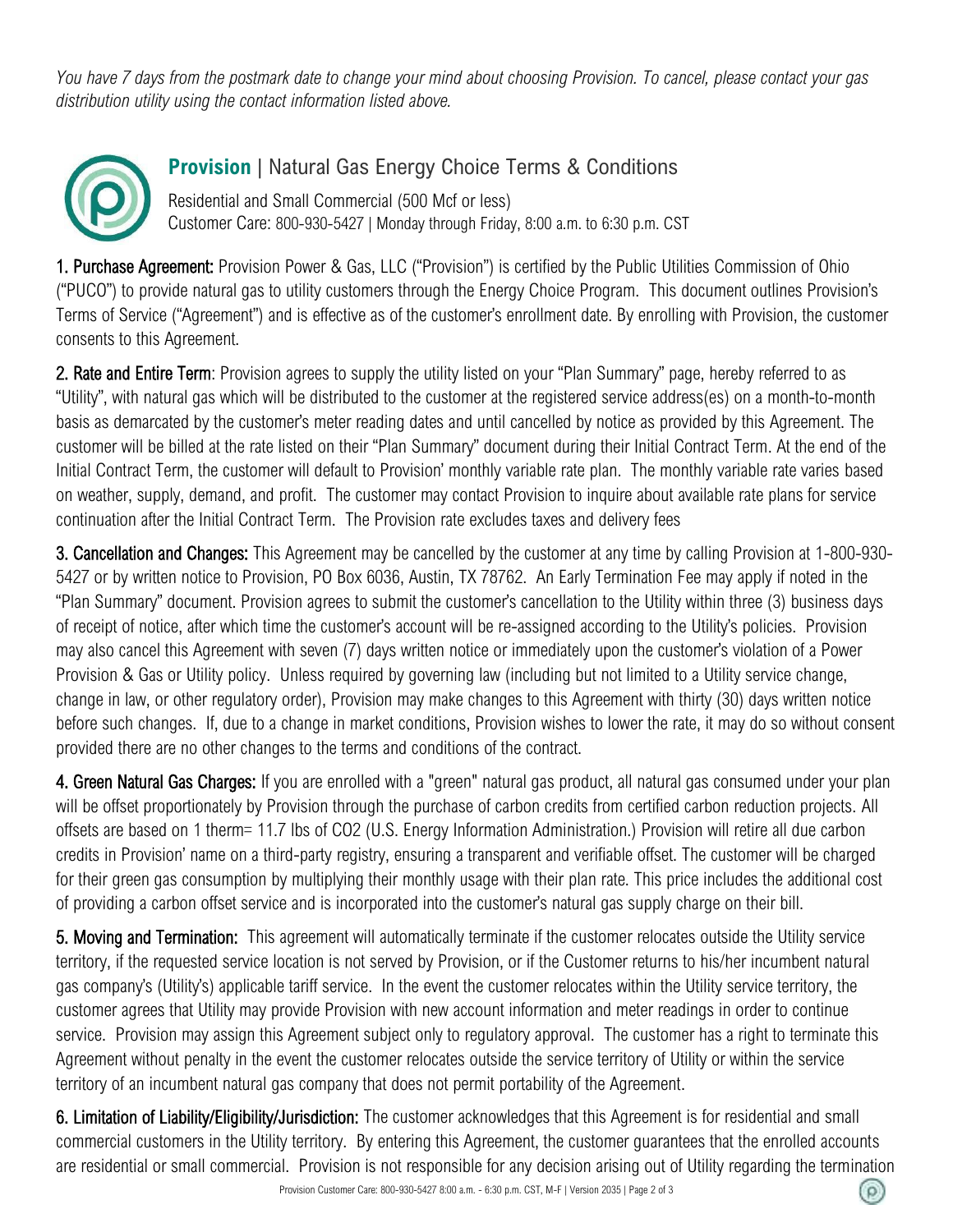*You have 7 days from the postmark date to change your mind about choosing Provision. To cancel, please contact your gas distribution utility using the contact information listed above.*

## **Provision** | Natural Gas Energy Choice Terms & Conditions

Residential and Small Commercial (500 Mcf or less)
Customer Care: 800-930-5427 | Monday through Friday, 8:00 a.m. to 6:30 p.m. CST

**1. Purchase Agreement:** Provision Power & Gas, LLC ("Provision") is certified by the Public Utilities Commission of Ohio ("PUCO") to provide natural gas to utility customers through the Energy Choice Program. This document outlines Provision's Terms of Service ("Agreement") and is effective as of the customer's enrollment date. By enrolling with Provision, the customer consents to this Agreement.

**2. Rate and Entire Term**: Provision agrees to supply the utility listed on your "Plan Summary" page, hereby referred to as "Utility", with natural gas which will be distributed to the customer at the registered service address(es) on a month-to-month basis as demarcated by the customer's meter reading dates and until cancelled by notice as provided by this Agreement. The customer will be billed at the rate listed on their "Plan Summary" document during their Initial Contract Term. At the end of the Initial Contract Term, the customer will default to Provision' monthly variable rate plan. The monthly variable rate varies based on weather, supply, demand, and profit. The customer may contact Provision to inquire about available rate plans for service continuation after the Initial Contract Term. The Provision rate excludes taxes and delivery fees

**3. Cancellation and Changes:** This Agreement may be cancelled by the customer at any time by calling Provision at 1-800-930-5427 or by written notice to Provision, PO Box 6036, Austin, TX 78762. An Early Termination Fee may apply if noted in the "Plan Summary" document. Provision agrees to submit the customer's cancellation to the Utility within three (3) business days of receipt of notice, after which time the customer's account will be re-assigned according to the Utility's policies. Provision may also cancel this Agreement with seven (7) days written notice or immediately upon the customer's violation of a Power Provision & Gas or Utility policy. Unless required by governing law (including but not limited to a Utility service change, change in law, or other regulatory order), Provision may make changes to this Agreement with thirty (30) days written notice before such changes. If, due to a change in market conditions, Provision wishes to lower the rate, it may do so without consent provided there are no other changes to the terms and conditions of the contract.

**4. Green Natural Gas Charges:** If you are enrolled with a "green" natural gas product, all natural gas consumed under your plan will be offset proportionately by Provision through the purchase of carbon credits from certified carbon reduction projects. All offsets are based on 1 therm= 11.7 lbs of $CO_2$ (U.S. Energy Information Administration.) Provision will retire all due carbon credits in Provision' name on a third-party registry, ensuring a transparent and verifiable offset. The customer will be charged for their green gas consumption by multiplying their monthly usage with their plan rate. This price includes the additional cost of providing a carbon offset service and is incorporated into the customer's natural gas supply charge on their bill.

**5. Moving and Termination:** This agreement will automatically terminate if the customer relocates outside the Utility service territory, if the requested service location is not served by Provision, or if the Customer returns to his/her incumbent natural gas company's (Utility's) applicable tariff service. In the event the customer relocates within the Utility service territory, the customer agrees that Utility may provide Provision with new account information and meter readings in order to continue service. Provision may assign this Agreement subject only to regulatory approval. The customer has a right to terminate this Agreement without penalty in the event the customer relocates outside the service territory of Utility or within the service territory of an incumbent natural gas company that does not permit portability of the Agreement.

**6. Limitation of Liability/Eligibility/Jurisdiction:** The customer acknowledges that this Agreement is for residential and small commercial customers in the Utility territory. By entering this Agreement, the customer guarantees that the enrolled accounts are residential or small commercial. Provision is not responsible for any decision arising out of Utility regarding the termination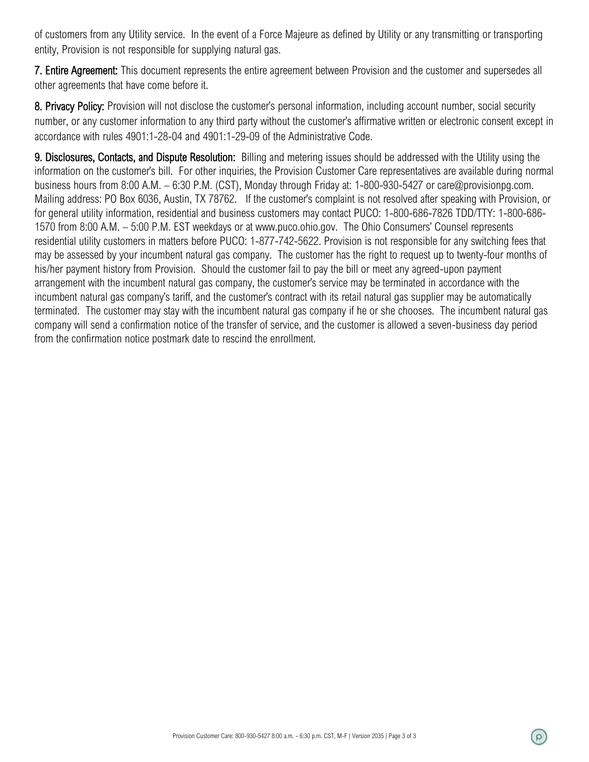of customers from any Utility service. In the event of a Force Majeure as defined by Utility or any transmitting or transporting entity, Provision is not responsible for supplying natural gas.

**7. Entire Agreement:** This document represents the entire agreement between Provision and the customer and supersedes all other agreements that have come before it.

**8. Privacy Policy:** Provision will not disclose the customer's personal information, including account number, social security number, or any customer information to any third party without the customer's affirmative written or electronic consent except in accordance with rules 4901:1-28-04 and 4901:1-29-09 of the Administrative Code.

**9. Disclosures, Contacts, and Dispute Resolution:** Billing and metering issues should be addressed with the Utility using the information on the customer's bill. For other inquiries, the Provision Customer Care representatives are available during normal business hours from 8:00 A.M. – 6:30 P.M. (CST), Monday through Friday at: 1-800-930-5427 or care@provisionpg.com. Mailing address: PO Box 6036, Austin, TX 78762. If the customer's complaint is not resolved after speaking with Provision, or for general utility information, residential and business customers may contact PUCO: 1-800-686-7826 TDD/TTY: 1-800-686-1570 from 8:00 A.M. – 5:00 P.M. EST weekdays or at www.puco.ohio.gov. The Ohio Consumers' Counsel represents residential utility customers in matters before PUCO: 1-877-742-5622. Provision is not responsible for any switching fees that may be assessed by your incumbent natural gas company. The customer has the right to request up to twenty-four months of his/her payment history from Provision. Should the customer fail to pay the bill or meet any agreed-upon payment arrangement with the incumbent natural gas company, the customer's service may be terminated in accordance with the incumbent natural gas company's tariff, and the customer's contract with its retail natural gas supplier may be automatically terminated. The customer may stay with the incumbent natural gas company if he or she chooses. The incumbent natural gas company will send a confirmation notice of the transfer of service, and the customer is allowed a seven-business day period from the confirmation notice postmark date to rescind the enrollment.